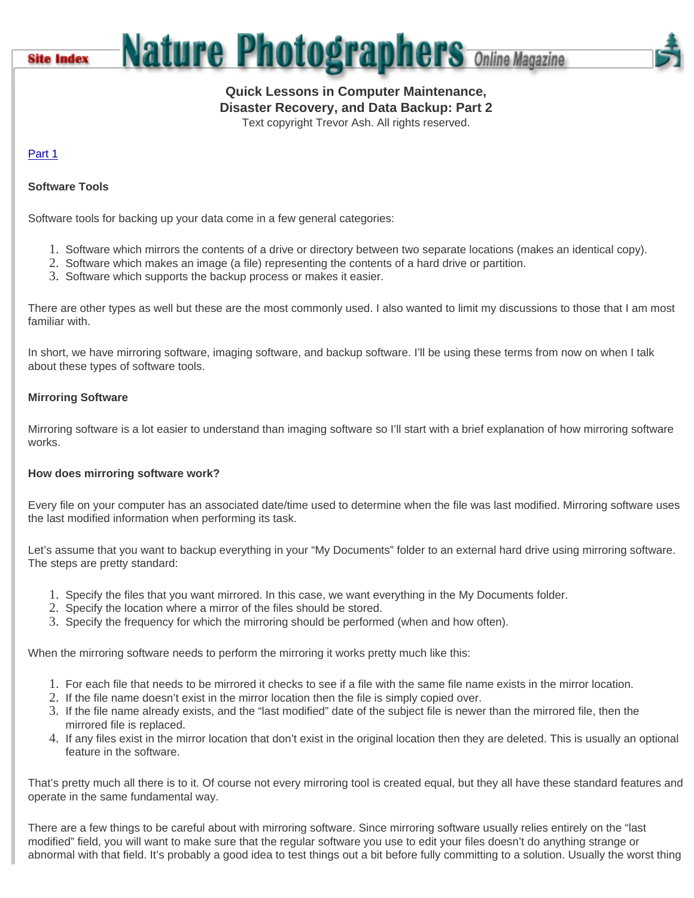# Quick Lessons in Computer Maintenance, Disaster Recovery, and Data Backup: Part 2

Text copyright Trevor Ash. All rights reserved.

Part 1

**Software Tools**

Software tools for backing up your data come in a few general categories:

1. Software which mirrors the contents of a drive or directory between two separate locations (makes an identical copy).
2. Software which makes an image (a file) representing the contents of a hard drive or partition.
3. Software which supports the backup process or makes it easier.

There are other types as well but these are the most commonly used. I also wanted to limit my discussions to those that I am most familiar with.

In short, we have mirroring software, imaging software, and backup software. I'll be using these terms from now on when I talk about these types of software tools.

**Mirroring Software**

Mirroring software is a lot easier to understand than imaging software so I'll start with a brief explanation of how mirroring software works.

**How does mirroring software work?**

Every file on your computer has an associated date/time used to determine when the file was last modified. Mirroring software uses the last modified information when performing its task.

Let's assume that you want to backup everything in your "My Documents" folder to an external hard drive using mirroring software. The steps are pretty standard:

1. Specify the files that you want mirrored. In this case, we want everything in the My Documents folder.
2. Specify the location where a mirror of the files should be stored.
3. Specify the frequency for which the mirroring should be performed (when and how often).

When the mirroring software needs to perform the mirroring it works pretty much like this:

1. For each file that needs to be mirrored it checks to see if a file with the same file name exists in the mirror location.
2. If the file name doesn't exist in the mirror location then the file is simply copied over.
3. If the file name already exists, and the "last modified" date of the subject file is newer than the mirrored file, then the mirrored file is replaced.
4. If any files exist in the mirror location that don't exist in the original location then they are deleted. This is usually an optional feature in the software.

That's pretty much all there is to it. Of course not every mirroring tool is created equal, but they all have these standard features and operate in the same fundamental way.

There are a few things to be careful about with mirroring software. Since mirroring software usually relies entirely on the "last modified" field, you will want to make sure that the regular software you use to edit your files doesn't do anything strange or abnormal with that field. It's probably a good idea to test things out a bit before fully committing to a solution. Usually the worst thing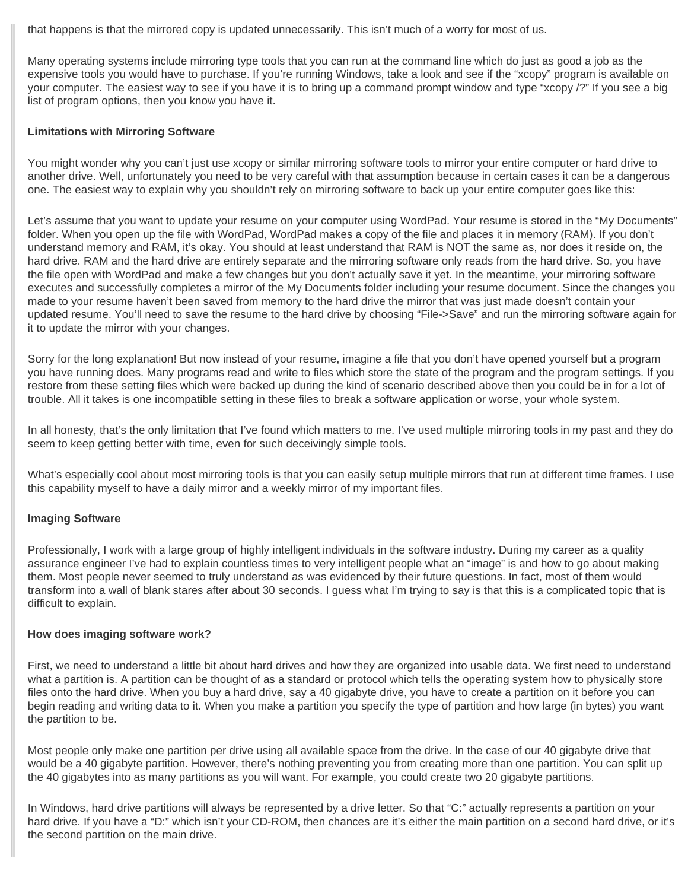that happens is that the mirrored copy is updated unnecessarily. This isn't much of a worry for most of us.

Many operating systems include mirroring type tools that you can run at the command line which do just as good a job as the expensive tools you would have to purchase. If you're running Windows, take a look and see if the "xcopy" program is available on your computer. The easiest way to see if you have it is to bring up a command prompt window and type "xcopy /?" If you see a big list of program options, then you know you have it.

**Limitations with Mirroring Software**

You might wonder why you can't just use xcopy or similar mirroring software tools to mirror your entire computer or hard drive to another drive. Well, unfortunately you need to be very careful with that assumption because in certain cases it can be a dangerous one. The easiest way to explain why you shouldn't rely on mirroring software to back up your entire computer goes like this:

Let's assume that you want to update your resume on your computer using WordPad. Your resume is stored in the "My Documents" folder. When you open up the file with WordPad, WordPad makes a copy of the file and places it in memory (RAM). If you don't understand memory and RAM, it's okay. You should at least understand that RAM is NOT the same as, nor does it reside on, the hard drive. RAM and the hard drive are entirely separate and the mirroring software only reads from the hard drive. So, you have the file open with WordPad and make a few changes but you don't actually save it yet. In the meantime, your mirroring software executes and successfully completes a mirror of the My Documents folder including your resume document. Since the changes you made to your resume haven't been saved from memory to the hard drive the mirror that was just made doesn't contain your updated resume. You'll need to save the resume to the hard drive by choosing "File->Save" and run the mirroring software again for it to update the mirror with your changes.

Sorry for the long explanation! But now instead of your resume, imagine a file that you don't have opened yourself but a program you have running does. Many programs read and write to files which store the state of the program and the program settings. If you restore from these setting files which were backed up during the kind of scenario described above then you could be in for a lot of trouble. All it takes is one incompatible setting in these files to break a software application or worse, your whole system.

In all honesty, that's the only limitation that I've found which matters to me. I've used multiple mirroring tools in my past and they do seem to keep getting better with time, even for such deceivingly simple tools.

What's especially cool about most mirroring tools is that you can easily setup multiple mirrors that run at different time frames. I use this capability myself to have a daily mirror and a weekly mirror of my important files.

**Imaging Software**

Professionally, I work with a large group of highly intelligent individuals in the software industry. During my career as a quality assurance engineer I've had to explain countless times to very intelligent people what an "image" is and how to go about making them. Most people never seemed to truly understand as was evidenced by their future questions. In fact, most of them would transform into a wall of blank stares after about 30 seconds. I guess what I'm trying to say is that this is a complicated topic that is difficult to explain.

**How does imaging software work?**

First, we need to understand a little bit about hard drives and how they are organized into usable data. We first need to understand what a partition is. A partition can be thought of as a standard or protocol which tells the operating system how to physically store files onto the hard drive. When you buy a hard drive, say a 40 gigabyte drive, you have to create a partition on it before you can begin reading and writing data to it. When you make a partition you specify the type of partition and how large (in bytes) you want the partition to be.

Most people only make one partition per drive using all available space from the drive. In the case of our 40 gigabyte drive that would be a 40 gigabyte partition. However, there's nothing preventing you from creating more than one partition. You can split up the 40 gigabytes into as many partitions as you will want. For example, you could create two 20 gigabyte partitions.

In Windows, hard drive partitions will always be represented by a drive letter. So that "C:" actually represents a partition on your hard drive. If you have a "D:" which isn't your CD-ROM, then chances are it's either the main partition on a second hard drive, or it's the second partition on the main drive.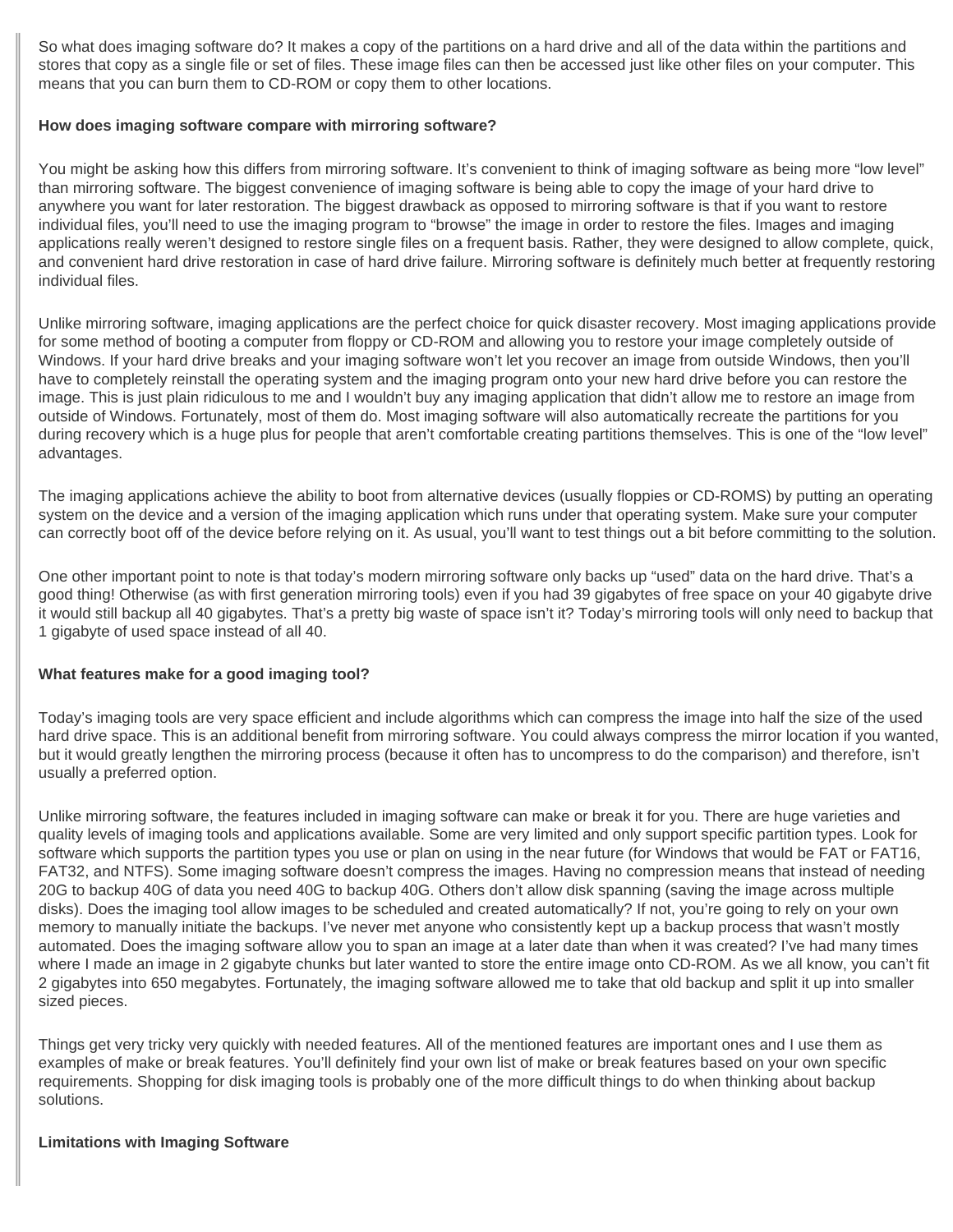So what does imaging software do? It makes a copy of the partitions on a hard drive and all of the data within the partitions and stores that copy as a single file or set of files. These image files can then be accessed just like other files on your computer. This means that you can burn them to CD-ROM or copy them to other locations.

**How does imaging software compare with mirroring software?**

You might be asking how this differs from mirroring software. It's convenient to think of imaging software as being more "low level" than mirroring software. The biggest convenience of imaging software is being able to copy the image of your hard drive to anywhere you want for later restoration. The biggest drawback as opposed to mirroring software is that if you want to restore individual files, you'll need to use the imaging program to "browse" the image in order to restore the files. Images and imaging applications really weren't designed to restore single files on a frequent basis. Rather, they were designed to allow complete, quick, and convenient hard drive restoration in case of hard drive failure. Mirroring software is definitely much better at frequently restoring individual files.

Unlike mirroring software, imaging applications are the perfect choice for quick disaster recovery. Most imaging applications provide for some method of booting a computer from floppy or CD-ROM and allowing you to restore your image completely outside of Windows. If your hard drive breaks and your imaging software won't let you recover an image from outside Windows, then you'll have to completely reinstall the operating system and the imaging program onto your new hard drive before you can restore the image. This is just plain ridiculous to me and I wouldn't buy any imaging application that didn't allow me to restore an image from outside of Windows. Fortunately, most of them do. Most imaging software will also automatically recreate the partitions for you during recovery which is a huge plus for people that aren't comfortable creating partitions themselves. This is one of the "low level" advantages.

The imaging applications achieve the ability to boot from alternative devices (usually floppies or CD-ROMS) by putting an operating system on the device and a version of the imaging application which runs under that operating system. Make sure your computer can correctly boot off of the device before relying on it. As usual, you'll want to test things out a bit before committing to the solution.

One other important point to note is that today's modern mirroring software only backs up "used" data on the hard drive. That's a good thing! Otherwise (as with first generation mirroring tools) even if you had 39 gigabytes of free space on your 40 gigabyte drive it would still backup all 40 gigabytes. That's a pretty big waste of space isn't it? Today's mirroring tools will only need to backup that 1 gigabyte of used space instead of all 40.

**What features make for a good imaging tool?**

Today's imaging tools are very space efficient and include algorithms which can compress the image into half the size of the used hard drive space. This is an additional benefit from mirroring software. You could always compress the mirror location if you wanted, but it would greatly lengthen the mirroring process (because it often has to uncompress to do the comparison) and therefore, isn't usually a preferred option.

Unlike mirroring software, the features included in imaging software can make or break it for you. There are huge varieties and quality levels of imaging tools and applications available. Some are very limited and only support specific partition types. Look for software which supports the partition types you use or plan on using in the near future (for Windows that would be FAT or FAT16, FAT32, and NTFS). Some imaging software doesn't compress the images. Having no compression means that instead of needing 20G to backup 40G of data you need 40G to backup 40G. Others don't allow disk spanning (saving the image across multiple disks). Does the imaging tool allow images to be scheduled and created automatically? If not, you're going to rely on your own memory to manually initiate the backups. I've never met anyone who consistently kept up a backup process that wasn't mostly automated. Does the imaging software allow you to span an image at a later date than when it was created? I've had many times where I made an image in 2 gigabyte chunks but later wanted to store the entire image onto CD-ROM. As we all know, you can't fit 2 gigabytes into 650 megabytes. Fortunately, the imaging software allowed me to take that old backup and split it up into smaller sized pieces.

Things get very tricky very quickly with needed features. All of the mentioned features are important ones and I use them as examples of make or break features. You'll definitely find your own list of make or break features based on your own specific requirements. Shopping for disk imaging tools is probably one of the more difficult things to do when thinking about backup solutions.

**Limitations with Imaging Software**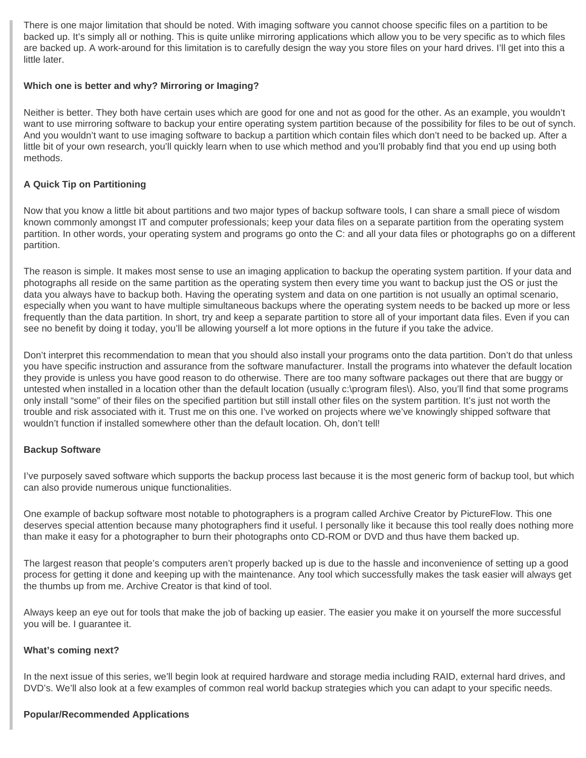There is one major limitation that should be noted. With imaging software you cannot choose specific files on a partition to be backed up. It's simply all or nothing. This is quite unlike mirroring applications which allow you to be very specific as to which files are backed up. A work-around for this limitation is to carefully design the way you store files on your hard drives. I'll get into this a little later.

**Which one is better and why? Mirroring or Imaging?**

Neither is better. They both have certain uses which are good for one and not as good for the other. As an example, you wouldn't want to use mirroring software to backup your entire operating system partition because of the possibility for files to be out of synch. And you wouldn't want to use imaging software to backup a partition which contain files which don't need to be backed up. After a little bit of your own research, you'll quickly learn when to use which method and you'll probably find that you end up using both methods.

**A Quick Tip on Partitioning**

Now that you know a little bit about partitions and two major types of backup software tools, I can share a small piece of wisdom known commonly amongst IT and computer professionals; keep your data files on a separate partition from the operating system partition. In other words, your operating system and programs go onto the C: and all your data files or photographs go on a different partition.

The reason is simple. It makes most sense to use an imaging application to backup the operating system partition. If your data and photographs all reside on the same partition as the operating system then every time you want to backup just the OS or just the data you always have to backup both. Having the operating system and data on one partition is not usually an optimal scenario, especially when you want to have multiple simultaneous backups where the operating system needs to be backed up more or less frequently than the data partition. In short, try and keep a separate partition to store all of your important data files. Even if you can see no benefit by doing it today, you'll be allowing yourself a lot more options in the future if you take the advice.

Don't interpret this recommendation to mean that you should also install your programs onto the data partition. Don't do that unless you have specific instruction and assurance from the software manufacturer. Install the programs into whatever the default location they provide is unless you have good reason to do otherwise. There are too many software packages out there that are buggy or untested when installed in a location other than the default location (usually c:\program files\). Also, you'll find that some programs only install "some" of their files on the specified partition but still install other files on the system partition. It's just not worth the trouble and risk associated with it. Trust me on this one. I've worked on projects where we've knowingly shipped software that wouldn't function if installed somewhere other than the default location. Oh, don't tell!

**Backup Software**

I've purposely saved software which supports the backup process last because it is the most generic form of backup tool, but which can also provide numerous unique functionalities.

One example of backup software most notable to photographers is a program called Archive Creator by PictureFlow. This one deserves special attention because many photographers find it useful. I personally like it because this tool really does nothing more than make it easy for a photographer to burn their photographs onto CD-ROM or DVD and thus have them backed up.

The largest reason that people's computers aren't properly backed up is due to the hassle and inconvenience of setting up a good process for getting it done and keeping up with the maintenance. Any tool which successfully makes the task easier will always get the thumbs up from me. Archive Creator is that kind of tool.

Always keep an eye out for tools that make the job of backing up easier. The easier you make it on yourself the more successful you will be. I guarantee it.

**What's coming next?**

In the next issue of this series, we'll begin look at required hardware and storage media including RAID, external hard drives, and DVD's. We'll also look at a few examples of common real world backup strategies which you can adapt to your specific needs.

**Popular/Recommended Applications**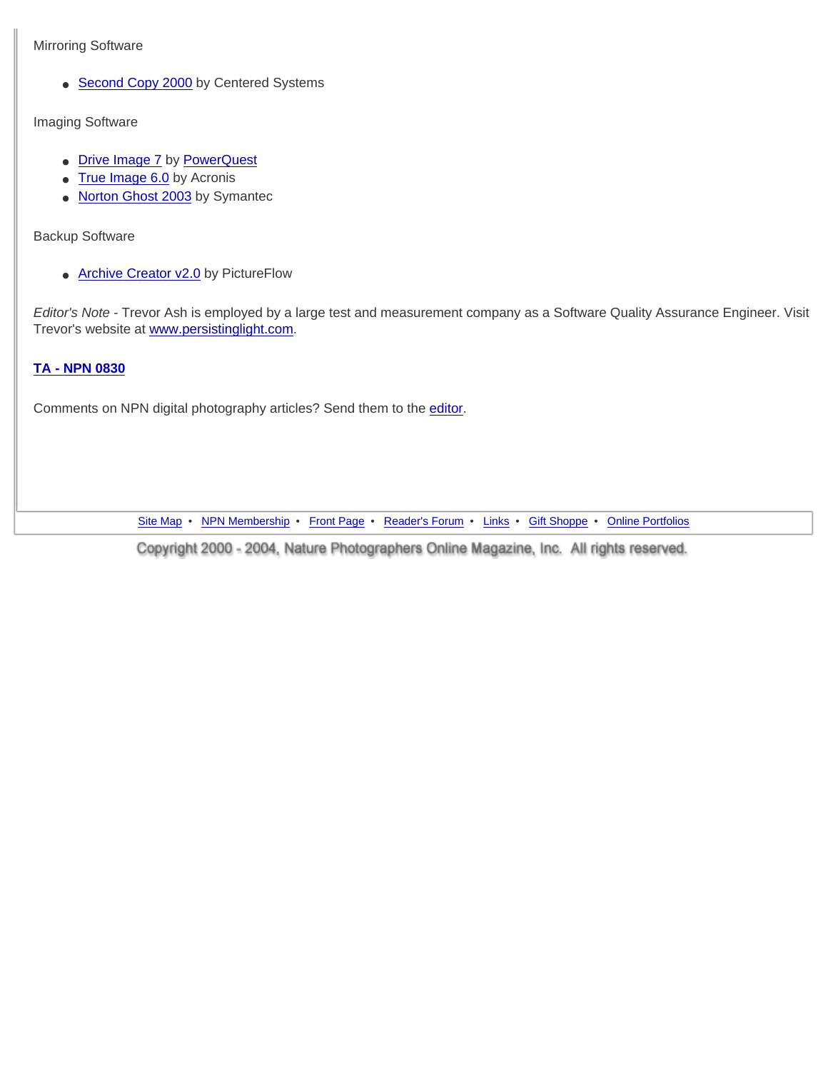Mirroring Software

- Second Copy 2000 by Centered Systems

Imaging Software

- Drive Image 7 by PowerQuest
- True Image 6.0 by Acronis
- Norton Ghost 2003 by Symantec

Backup Software

- Archive Creator v2.0 by PictureFlow

*Editor's Note* - Trevor Ash is employed by a large test and measurement company as a Software Quality Assurance Engineer. Visit Trevor's website at www.persistinglight.com.

**TA - NPN 0830**

Comments on NPN digital photography articles? Send them to the editor.

Site Map • NPN Membership • Front Page • Reader's Forum • Links • Gift Shoppe • Online Portfolios

Copyright 2000 - 2004, Nature Photographers Online Magazine, Inc. All rights reserved.